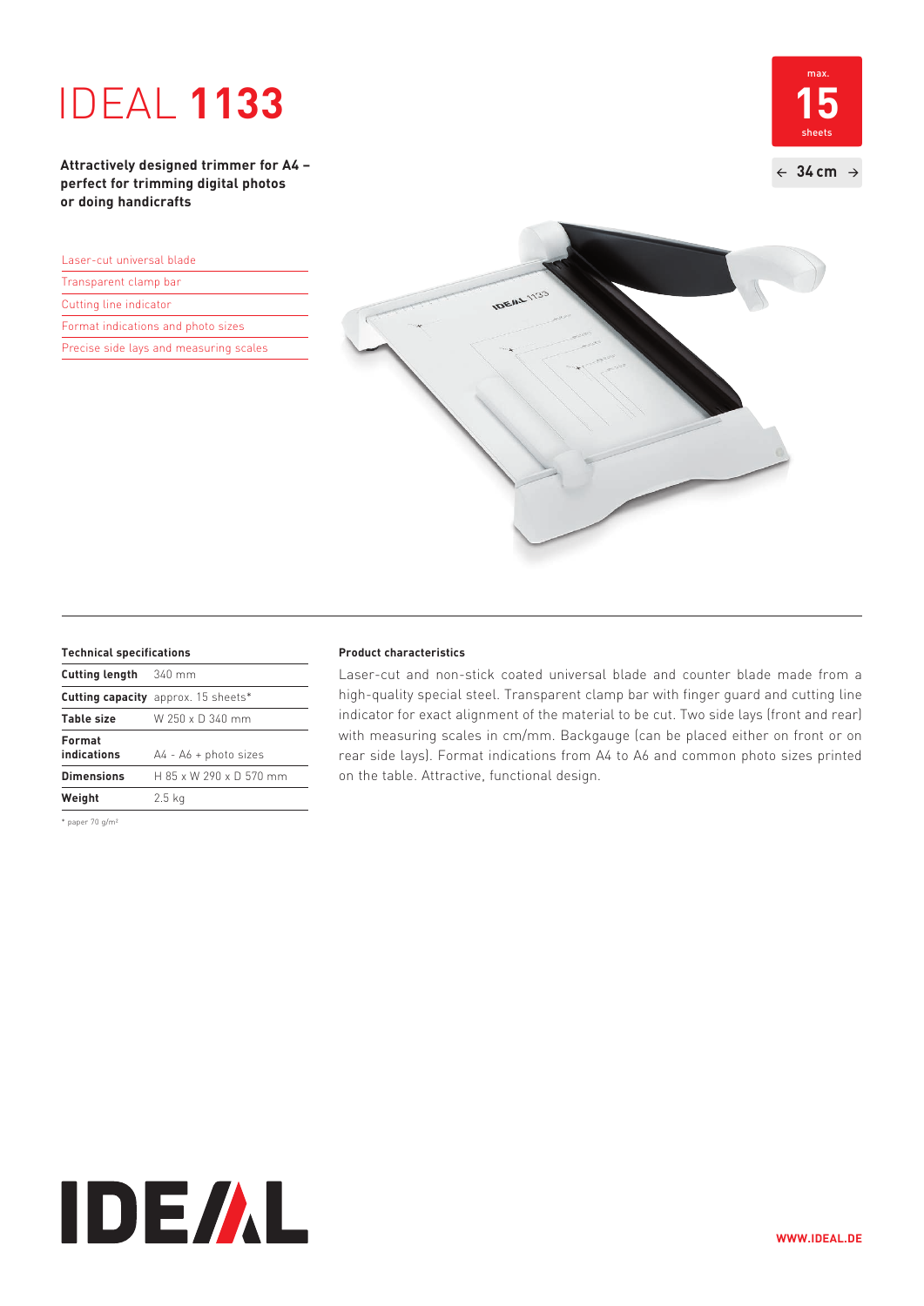# IDEAL **1133**

max.
**15**
sheets

← **34 cm** →

**Attractively designed trimmer for A4 – perfect for trimming digital photos or doing handicrafts**

- Laser-cut universal blade
- Transparent clamp bar
- Cutting line indicator
- Format indications and photo sizes
- Precise side lays and measuring scales

### Technical specifications

| | |
|---|---|
| **Cutting length** | 340 mm |
| **Cutting capacity** | approx. 15 sheets* |
| **Table size** | W 250 x D 340 mm |
| **Format indications** | A4 - A6 + photo sizes |
| **Dimensions** | H 85 x W 290 x D 570 mm |
| **Weight** | 2.5 kg |

* paper 70 g/m²

### Product characteristics

Laser-cut and non-stick coated universal blade and counter blade made from a high-quality special steel. Transparent clamp bar with finger guard and cutting line indicator for exact alignment of the material to be cut. Two side lays (front and rear) with measuring scales in cm/mm. Backgauge (can be placed either on front or on rear side lays). Format indications from A4 to A6 and common photo sizes printed on the table. Attractive, functional design.

IDEAL

**WWW.IDEAL.DE**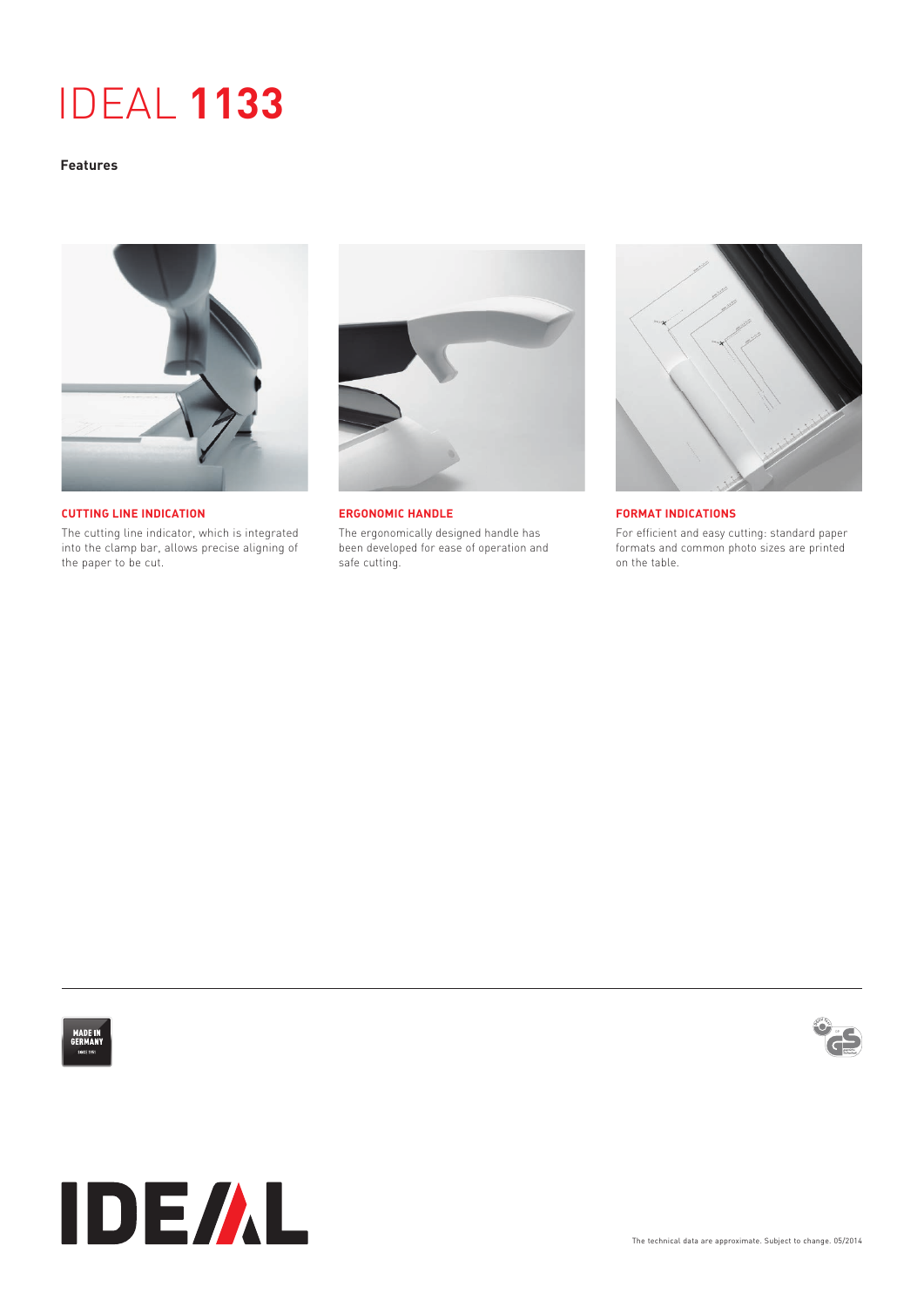# IDEAL 1133

**Features**

### CUTTING LINE INDICATION

The cutting line indicator, which is integrated into the clamp bar, allows precise aligning of the paper to be cut.

### ERGONOMIC HANDLE

The ergonomically designed handle has been developed for ease of operation and safe cutting.

### FORMAT INDICATIONS

For efficient and easy cutting: standard paper formats and common photo sizes are printed on the table.

MADE IN GERMANY SINCE 1951

The technical data are approximate. Subject to change. 05/2014